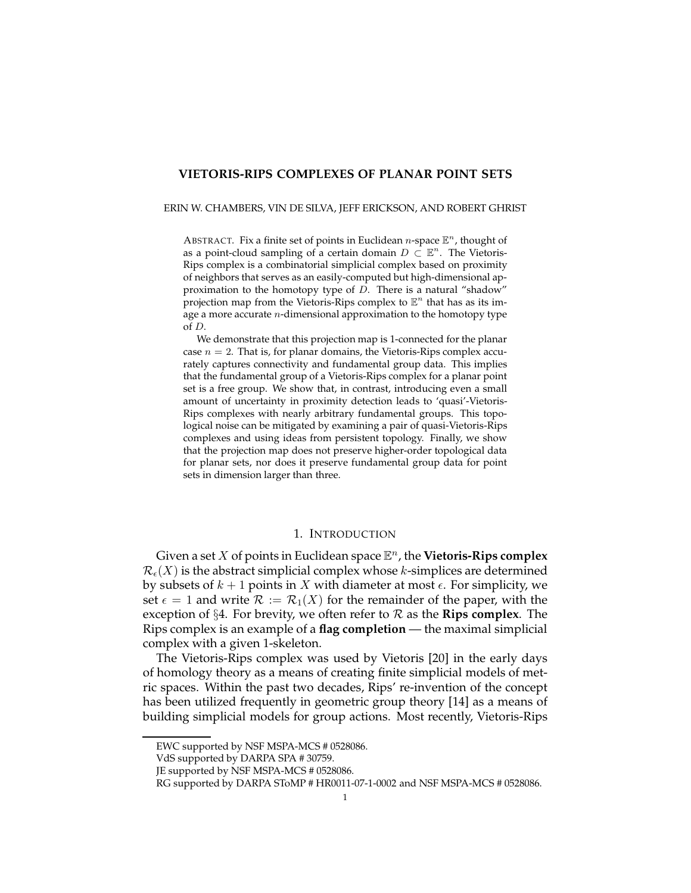# VIETORIS-RIPS COMPLEXES OF PLANAR POINT SETS

ERIN W. CHAMBERS, VIN DE SILVA, JEFF ERICKSON, AND ROBERT GHRIST

ABSTRACT. Fix a finite set of points in Euclidean $n$-space $\mathbb{E}^n$, thought of as a point-cloud sampling of a certain domain $D \subset \mathbb{E}^n$. The Vietoris-Rips complex is a combinatorial simplicial complex based on proximity of neighbors that serves as an easily-computed but high-dimensional approximation to the homotopy type of $D$. There is a natural "shadow" projection map from the Vietoris-Rips complex to $\mathbb{E}^n$ that has as its image a more accurate $n$-dimensional approximation to the homotopy type of $D$.

We demonstrate that this projection map is 1-connected for the planar case $n = 2$. That is, for planar domains, the Vietoris-Rips complex accurately captures connectivity and fundamental group data. This implies that the fundamental group of a Vietoris-Rips complex for a planar point set is a free group. We show that, in contrast, introducing even a small amount of uncertainty in proximity detection leads to 'quasi'-Vietoris-Rips complexes with nearly arbitrary fundamental groups. This topological noise can be mitigated by examining a pair of quasi-Vietoris-Rips complexes and using ideas from persistent topology. Finally, we show that the projection map does not preserve higher-order topological data for planar sets, nor does it preserve fundamental group data for point sets in dimension larger than three.

## 1. INTRODUCTION

Given a set $X$ of points in Euclidean space $\mathbb{E}^n$, the **Vietoris-Rips complex** $\mathcal{R}_\epsilon(X)$ is the abstract simplicial complex whose $k$-simplices are determined by subsets of $k+1$ points in $X$ with diameter at most $\epsilon$. For simplicity, we set $\epsilon = 1$ and write $\mathcal{R} := \mathcal{R}_1(X)$ for the remainder of the paper, with the exception of §4. For brevity, we often refer to $\mathcal{R}$ as the **Rips complex**. The Rips complex is an example of a **flag completion** — the maximal simplicial complex with a given 1-skeleton.

The Vietoris-Rips complex was used by Vietoris [20] in the early days of homology theory as a means of creating finite simplicial models of metric spaces. Within the past two decades, Rips' re-invention of the concept has been utilized frequently in geometric group theory [14] as a means of building simplicial models for group actions. Most recently, Vietoris-Rips

EWC supported by NSF MSPA-MCS # 0528086.

VdS supported by DARPA SPA # 30759.

JE supported by NSF MSPA-MCS # 0528086.

RG supported by DARPA SToMP # HR0011-07-1-0002 and NSF MSPA-MCS # 0528086.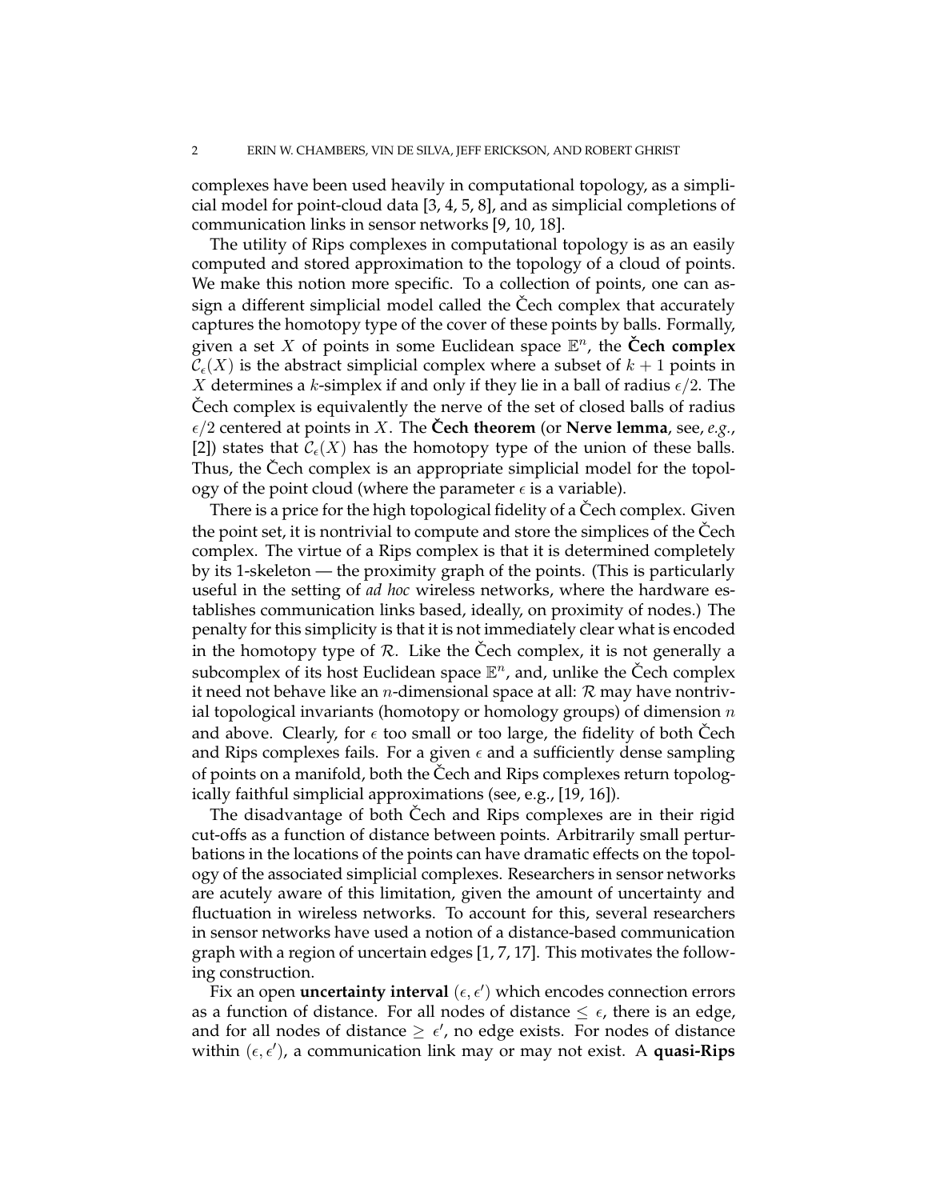complexes have been used heavily in computational topology, as a simplicial model for point-cloud data [3, 4, 5, 8], and as simplicial completions of communication links in sensor networks [9, 10, 18].

The utility of Rips complexes in computational topology is as an easily computed and stored approximation to the topology of a cloud of points. We make this notion more specific. To a collection of points, one can assign a different simplicial model called the Čech complex that accurately captures the homotopy type of the cover of these points by balls. Formally, given a set $X$ of points in some Euclidean space $\mathbb{E}^n$, the **Čech complex** $\mathcal{C}_\epsilon(X)$ is the abstract simplicial complex where a subset of $k+1$ points in $X$ determines a $k$-simplex if and only if they lie in a ball of radius $\epsilon/2$. The Čech complex is equivalently the nerve of the set of closed balls of radius $\epsilon/2$ centered at points in $X$. The **Čech theorem** (or **Nerve lemma**, see, *e.g.*, [2]) states that $\mathcal{C}_\epsilon(X)$ has the homotopy type of the union of these balls. Thus, the Čech complex is an appropriate simplicial model for the topology of the point cloud (where the parameter $\epsilon$ is a variable).

There is a price for the high topological fidelity of a Čech complex. Given the point set, it is nontrivial to compute and store the simplices of the Čech complex. The virtue of a Rips complex is that it is determined completely by its 1-skeleton — the proximity graph of the points. (This is particularly useful in the setting of *ad hoc* wireless networks, where the hardware establishes communication links based, ideally, on proximity of nodes.) The penalty for this simplicity is that it is not immediately clear what is encoded in the homotopy type of $\mathcal{R}$. Like the Čech complex, it is not generally a subcomplex of its host Euclidean space $\mathbb{E}^n$, and, unlike the Čech complex it need not behave like an $n$-dimensional space at all: $\mathcal{R}$ may have nontrivial topological invariants (homotopy or homology groups) of dimension $n$ and above. Clearly, for $\epsilon$ too small or too large, the fidelity of both Čech and Rips complexes fails. For a given $\epsilon$ and a sufficiently dense sampling of points on a manifold, both the Čech and Rips complexes return topologically faithful simplicial approximations (see, e.g., [19, 16]).

The disadvantage of both Čech and Rips complexes are in their rigid cut-offs as a function of distance between points. Arbitrarily small perturbations in the locations of the points can have dramatic effects on the topology of the associated simplicial complexes. Researchers in sensor networks are acutely aware of this limitation, given the amount of uncertainty and fluctuation in wireless networks. To account for this, several researchers in sensor networks have used a notion of a distance-based communication graph with a region of uncertain edges [1, 7, 17]. This motivates the following construction.

Fix an open **uncertainty interval** $(\epsilon, \epsilon')$ which encodes connection errors as a function of distance. For all nodes of distance $\leq \epsilon$, there is an edge, and for all nodes of distance $\geq \epsilon'$, no edge exists. For nodes of distance within $(\epsilon, \epsilon')$, a communication link may or may not exist. A **quasi-Rips**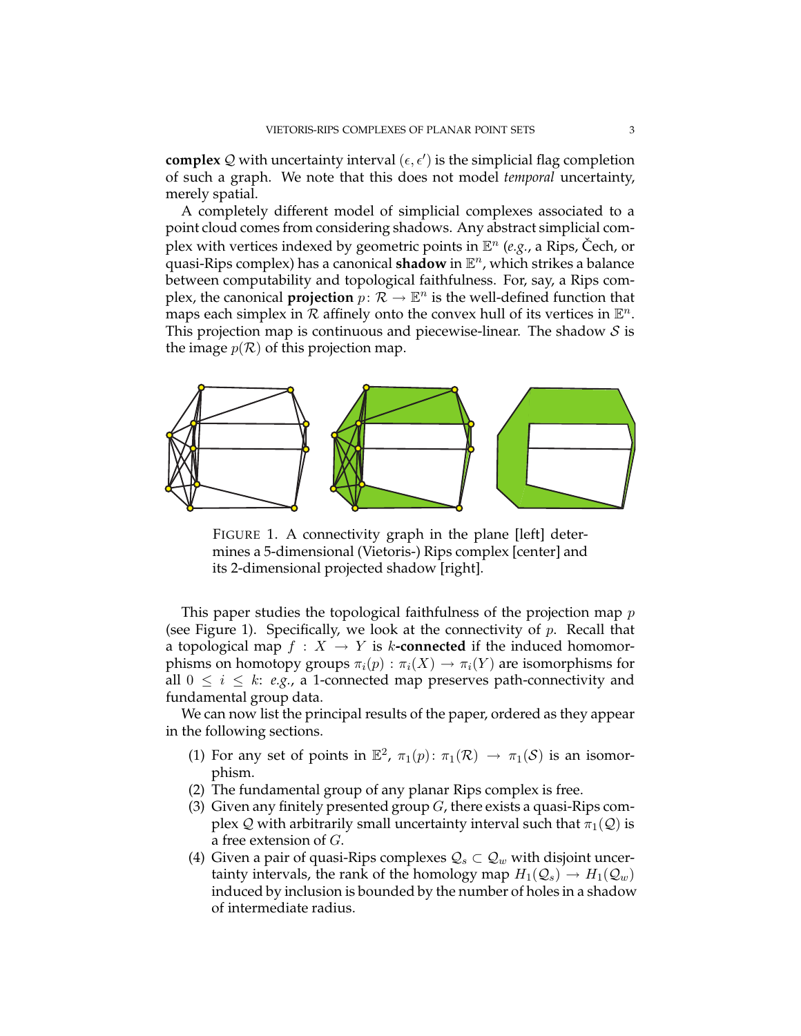**complex** $\mathcal{Q}$ with uncertainty interval $(\epsilon, \epsilon')$ is the simplicial flag completion of such a graph. We note that this does not model *temporal* uncertainty, merely spatial.

A completely different model of simplicial complexes associated to a point cloud comes from considering shadows. Any abstract simplicial complex with vertices indexed by geometric points in $\mathbb{E}^n$ (*e.g.*, a Rips, Čech, or quasi-Rips complex) has a canonical **shadow** in $\mathbb{E}^n$, which strikes a balance between computability and topological faithfulness. For, say, a Rips complex, the canonical **projection** $p\colon \mathcal{R} \to \mathbb{E}^n$ is the well-defined function that maps each simplex in $\mathcal{R}$ affinely onto the convex hull of its vertices in $\mathbb{E}^n$. This projection map is continuous and piecewise-linear. The shadow $\mathcal{S}$ is the image $p(\mathcal{R})$ of this projection map.

FIGURE 1. A connectivity graph in the plane [left] determines a 5-dimensional (Vietoris-) Rips complex [center] and its 2-dimensional projected shadow [right].

This paper studies the topological faithfulness of the projection map $p$ (see Figure 1). Specifically, we look at the connectivity of $p$. Recall that a topological map $f : X \to Y$ is $k$**-connected** if the induced homomorphisms on homotopy groups $\pi_i(p) : \pi_i(X) \to \pi_i(Y)$ are isomorphisms for all $0 \leq i \leq k$: *e.g.*, a 1-connected map preserves path-connectivity and fundamental group data.

We can now list the principal results of the paper, ordered as they appear in the following sections.

1. For any set of points in $\mathbb{E}^2$, $\pi_1(p)\colon \pi_1(\mathcal{R}) \to \pi_1(\mathcal{S})$ is an isomorphism.
2. The fundamental group of any planar Rips complex is free.
3. Given any finitely presented group $G$, there exists a quasi-Rips complex $\mathcal{Q}$ with arbitrarily small uncertainty interval such that $\pi_1(\mathcal{Q})$ is a free extension of $G$.
4. Given a pair of quasi-Rips complexes $\mathcal{Q}_s \subset \mathcal{Q}_w$ with disjoint uncertainty intervals, the rank of the homology map $H_1(\mathcal{Q}_s) \to H_1(\mathcal{Q}_w)$ induced by inclusion is bounded by the number of holes in a shadow of intermediate radius.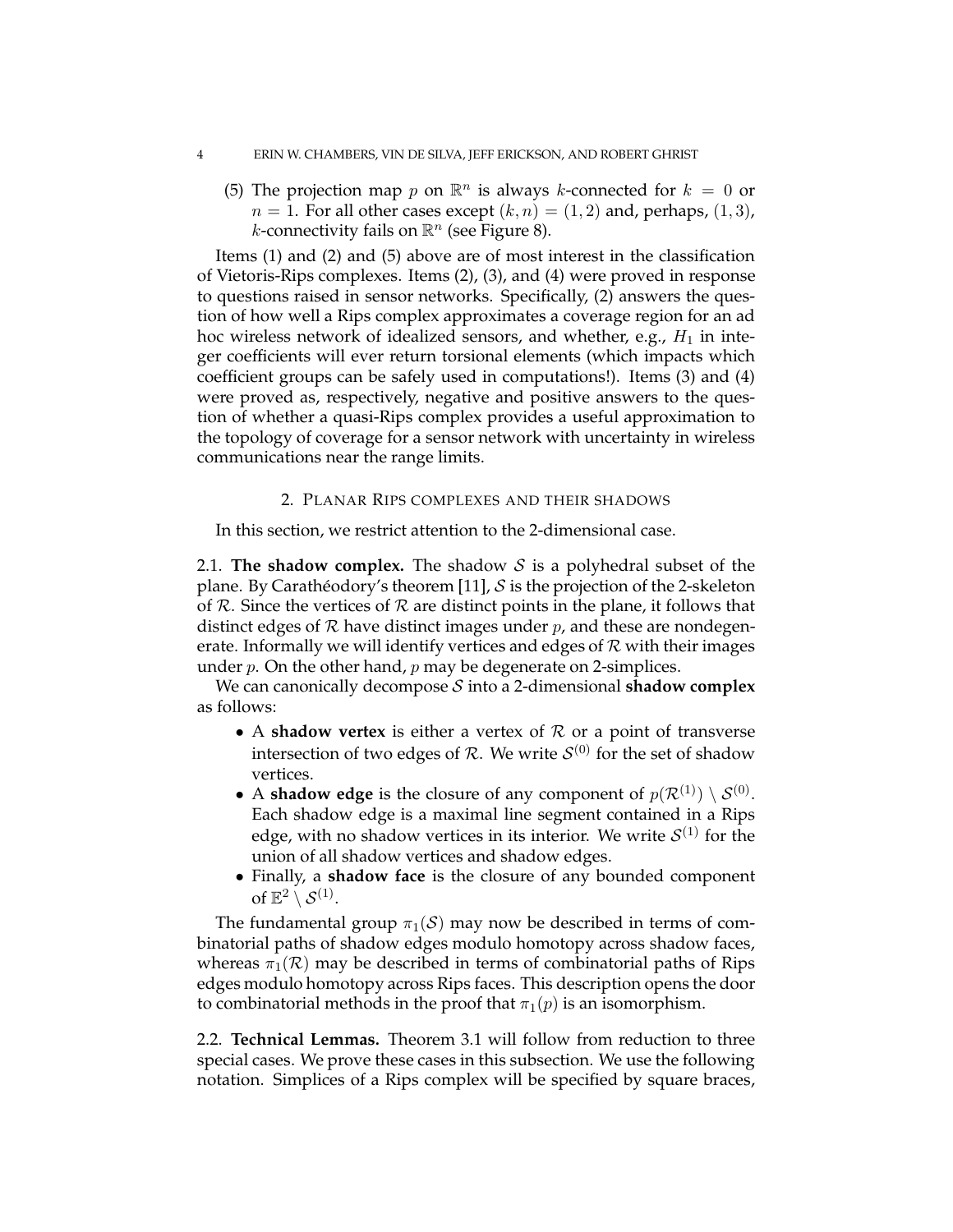(5) The projection map $p$ on $\mathbb{R}^n$ is always $k$-connected for $k = 0$ or $n = 1$. For all other cases except $(k, n) = (1, 2)$ and, perhaps, $(1, 3)$, $k$-connectivity fails on $\mathbb{R}^n$ (see Figure 8).

Items (1) and (2) and (5) above are of most interest in the classification of Vietoris-Rips complexes. Items (2), (3), and (4) were proved in response to questions raised in sensor networks. Specifically, (2) answers the question of how well a Rips complex approximates a coverage region for an ad hoc wireless network of idealized sensors, and whether, e.g., $H_1$ in integer coefficients will ever return torsional elements (which impacts which coefficient groups can be safely used in computations!). Items (3) and (4) were proved as, respectively, negative and positive answers to the question of whether a quasi-Rips complex provides a useful approximation to the topology of coverage for a sensor network with uncertainty in wireless communications near the range limits.

## 2. Planar Rips complexes and their shadows

In this section, we restrict attention to the 2-dimensional case.

2.1. **The shadow complex.** The shadow $\mathcal{S}$ is a polyhedral subset of the plane. By Carathéodory's theorem [11], $\mathcal{S}$ is the projection of the 2-skeleton of $\mathcal{R}$. Since the vertices of $\mathcal{R}$ are distinct points in the plane, it follows that distinct edges of $\mathcal{R}$ have distinct images under $p$, and these are nondegenerate. Informally we will identify vertices and edges of $\mathcal{R}$ with their images under $p$. On the other hand, $p$ may be degenerate on 2-simplices.

We can canonically decompose $\mathcal{S}$ into a 2-dimensional **shadow complex** as follows:

- A **shadow vertex** is either a vertex of $\mathcal{R}$ or a point of transverse intersection of two edges of $\mathcal{R}$. We write $\mathcal{S}^{(0)}$ for the set of shadow vertices.
- A **shadow edge** is the closure of any component of $p(\mathcal{R}^{(1)}) \setminus \mathcal{S}^{(0)}$. Each shadow edge is a maximal line segment contained in a Rips edge, with no shadow vertices in its interior. We write $\mathcal{S}^{(1)}$ for the union of all shadow vertices and shadow edges.
- Finally, a **shadow face** is the closure of any bounded component of $\mathbb{E}^2 \setminus \mathcal{S}^{(1)}$.

The fundamental group $\pi_1(\mathcal{S})$ may now be described in terms of combinatorial paths of shadow edges modulo homotopy across shadow faces, whereas $\pi_1(\mathcal{R})$ may be described in terms of combinatorial paths of Rips edges modulo homotopy across Rips faces. This description opens the door to combinatorial methods in the proof that $\pi_1(p)$ is an isomorphism.

2.2. **Technical Lemmas.** Theorem 3.1 will follow from reduction to three special cases. We prove these cases in this subsection. We use the following notation. Simplices of a Rips complex will be specified by square braces,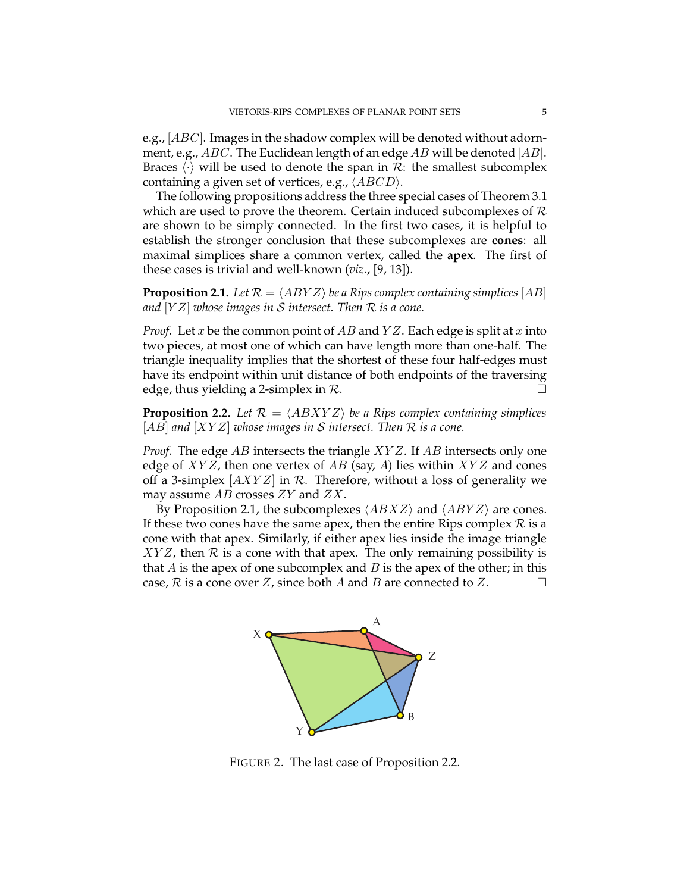e.g., $[ABC]$. Images in the shadow complex will be denoted without adornment, e.g., $ABC$. The Euclidean length of an edge $AB$ will be denoted $|AB|$. Braces $\langle\cdot\rangle$ will be used to denote the span in $\mathcal{R}$: the smallest subcomplex containing a given set of vertices, e.g., $\langle ABCD\rangle$.

The following propositions address the three special cases of Theorem 3.1 which are used to prove the theorem. Certain induced subcomplexes of $\mathcal{R}$ are shown to be simply connected. In the first two cases, it is helpful to establish the stronger conclusion that these subcomplexes are **cones**: all maximal simplices share a common vertex, called the **apex**. The first of these cases is trivial and well-known (*viz.*, [9, 13]).

**Proposition 2.1.** *Let $\mathcal{R} = \langle ABYZ\rangle$ be a Rips complex containing simplices $[AB]$ and $[YZ]$ whose images in $\mathcal{S}$ intersect. Then $\mathcal{R}$ is a cone.*

*Proof.* Let $x$ be the common point of $AB$ and $YZ$. Each edge is split at $x$ into two pieces, at most one of which can have length more than one-half. The triangle inequality implies that the shortest of these four half-edges must have its endpoint within unit distance of both endpoints of the traversing edge, thus yielding a 2-simplex in $\mathcal{R}$. □

**Proposition 2.2.** *Let $\mathcal{R} = \langle ABXYZ\rangle$ be a Rips complex containing simplices $[AB]$ and $[XYZ]$ whose images in $\mathcal{S}$ intersect. Then $\mathcal{R}$ is a cone.*

*Proof.* The edge $AB$ intersects the triangle $XYZ$. If $AB$ intersects only one edge of $XYZ$, then one vertex of $AB$ (say, $A$) lies within $XYZ$ and cones off a 3-simplex $[AXYZ]$ in $\mathcal{R}$. Therefore, without a loss of generality we may assume $AB$ crosses $ZY$ and $ZX$.

By Proposition 2.1, the subcomplexes $\langle ABXZ\rangle$ and $\langle ABYZ\rangle$ are cones. If these two cones have the same apex, then the entire Rips complex $\mathcal{R}$ is a cone with that apex. Similarly, if either apex lies inside the image triangle $XYZ$, then $\mathcal{R}$ is a cone with that apex. The only remaining possibility is that $A$ is the apex of one subcomplex and $B$ is the apex of the other; in this case, $\mathcal{R}$ is a cone over $Z$, since both $A$ and $B$ are connected to $Z$. □

FIGURE 2. The last case of Proposition 2.2.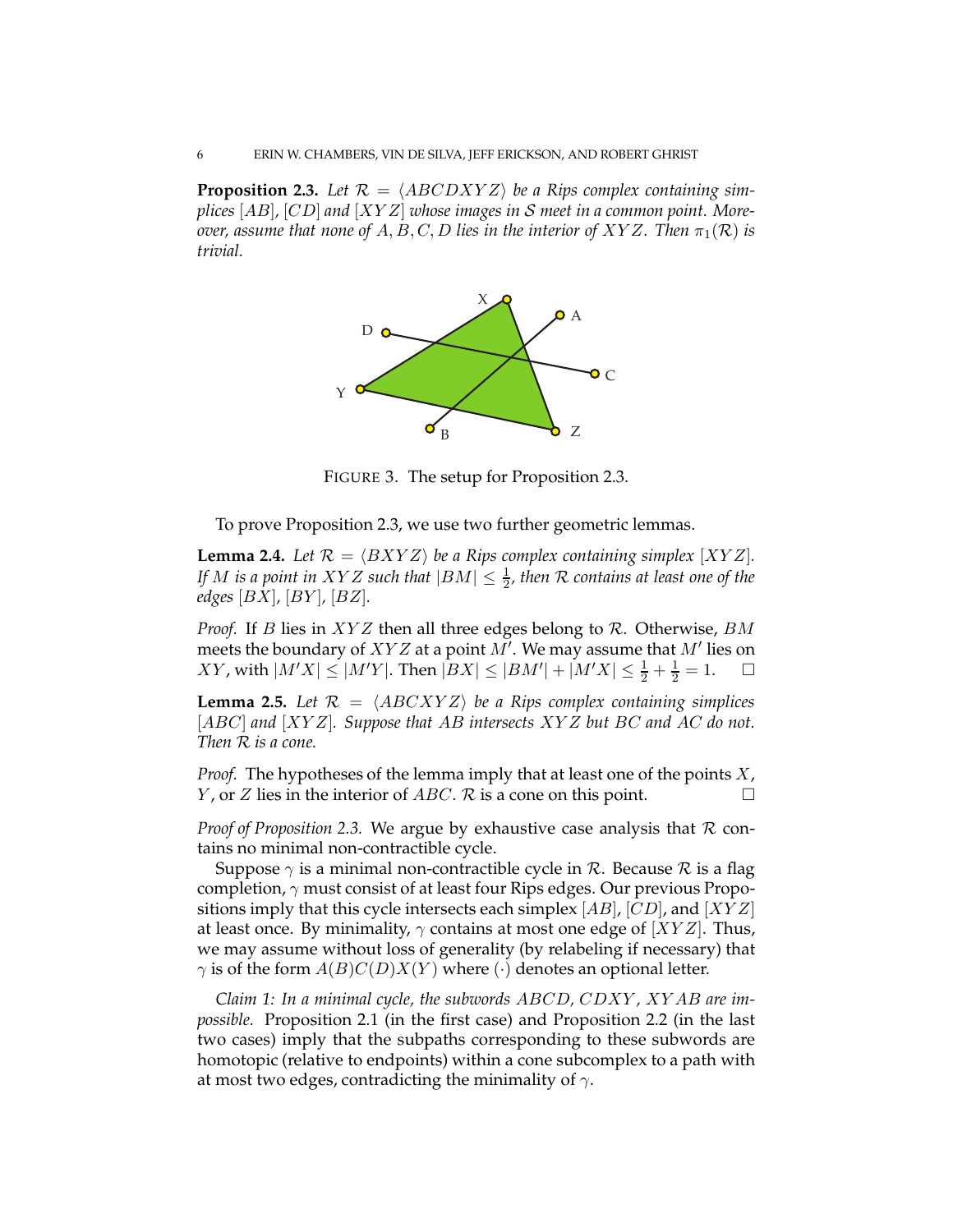**Proposition 2.3.** *Let $\mathcal{R} = \langle ABCDXYZ \rangle$ be a Rips complex containing simplices $[AB]$, $[CD]$ and $[XYZ]$ whose images in $\mathcal{S}$ meet in a common point. Moreover, assume that none of $A, B, C, D$ lies in the interior of $XYZ$. Then $\pi_1(\mathcal{R})$ is trivial.*

FIGURE 3. The setup for Proposition 2.3.

To prove Proposition 2.3, we use two further geometric lemmas.

**Lemma 2.4.** *Let $\mathcal{R} = \langle BXYZ \rangle$ be a Rips complex containing simplex $[XYZ]$. If $M$ is a point in $XYZ$ such that $|BM| \leq \frac{1}{2}$, then $\mathcal{R}$ contains at least one of the edges $[BX]$, $[BY]$, $[BZ]$.*

*Proof.* If $B$ lies in $XYZ$ then all three edges belong to $\mathcal{R}$. Otherwise, $BM$ meets the boundary of $XYZ$ at a point $M'$. We may assume that $M'$ lies on $XY$, with $|M'X| \leq |M'Y|$. Then $|BX| \leq |BM'| + |M'X| \leq \frac{1}{2} + \frac{1}{2} = 1$. □

**Lemma 2.5.** *Let $\mathcal{R} = \langle ABCXYZ \rangle$ be a Rips complex containing simplices $[ABC]$ and $[XYZ]$. Suppose that $AB$ intersects $XYZ$ but $BC$ and $AC$ do not. Then $\mathcal{R}$ is a cone.*

*Proof.* The hypotheses of the lemma imply that at least one of the points $X$, $Y$, or $Z$ lies in the interior of $ABC$. $\mathcal{R}$ is a cone on this point. □

*Proof of Proposition 2.3.* We argue by exhaustive case analysis that $\mathcal{R}$ contains no minimal non-contractible cycle.

Suppose $\gamma$ is a minimal non-contractible cycle in $\mathcal{R}$. Because $\mathcal{R}$ is a flag completion, $\gamma$ must consist of at least four Rips edges. Our previous Propositions imply that this cycle intersects each simplex $[AB]$, $[CD]$, and $[XYZ]$ at least once. By minimality, $\gamma$ contains at most one edge of $[XYZ]$. Thus, we may assume without loss of generality (by relabeling if necessary) that $\gamma$ is of the form $A(B)C(D)X(Y)$ where $(\cdot)$ denotes an optional letter.

*Claim 1: In a minimal cycle, the subwords $ABCD$, $CDXY$, $XYAB$ are impossible.* Proposition 2.1 (in the first case) and Proposition 2.2 (in the last two cases) imply that the subpaths corresponding to these subwords are homotopic (relative to endpoints) within a cone subcomplex to a path with at most two edges, contradicting the minimality of $\gamma$.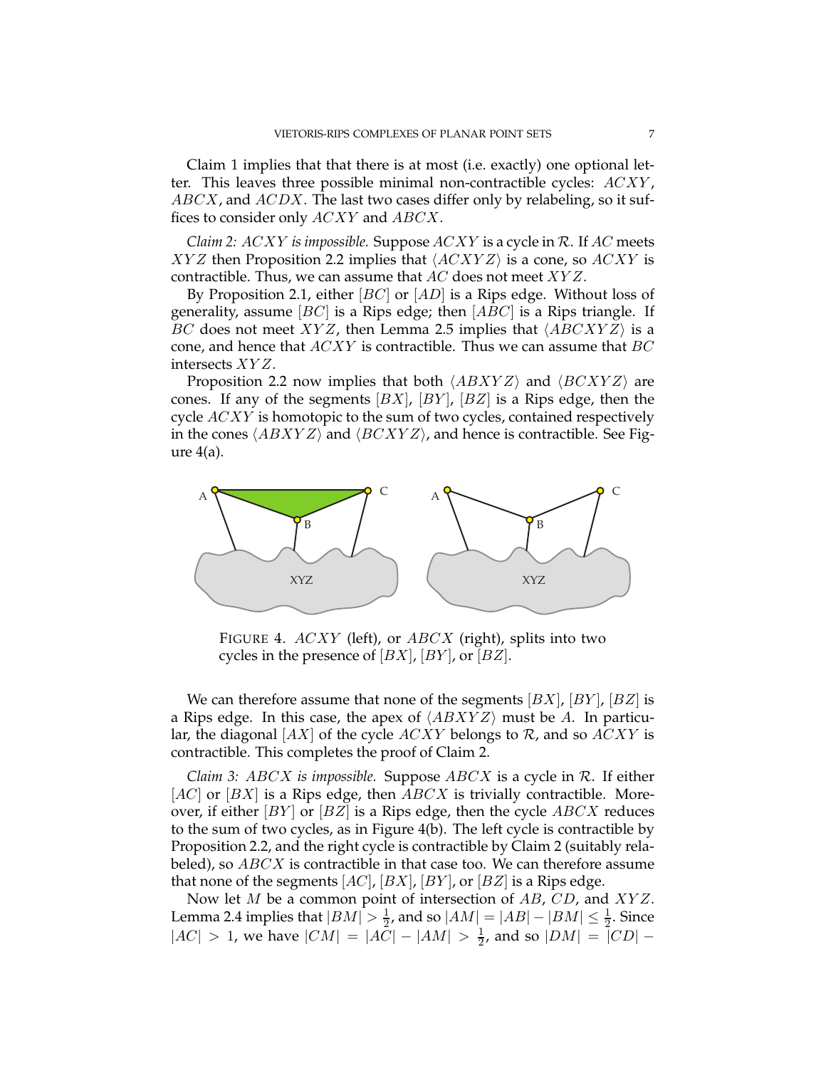Claim 1 implies that that there is at most (i.e. exactly) one optional letter. This leaves three possible minimal non-contractible cycles: $ACXY$, $ABCX$, and $ACDX$. The last two cases differ only by relabeling, so it suffices to consider only $ACXY$ and $ABCX$.

*Claim 2: $ACXY$ is impossible.* Suppose $ACXY$ is a cycle in $\mathcal{R}$. If $AC$ meets $XYZ$ then Proposition 2.2 implies that $\langle ACXYZ \rangle$ is a cone, so $ACXY$ is contractible. Thus, we can assume that $AC$ does not meet $XYZ$.

By Proposition 2.1, either $[BC]$ or $[AD]$ is a Rips edge. Without loss of generality, assume $[BC]$ is a Rips edge; then $[ABC]$ is a Rips triangle. If $BC$ does not meet $XYZ$, then Lemma 2.5 implies that $\langle ABCXYZ \rangle$ is a cone, and hence that $ACXY$ is contractible. Thus we can assume that $BC$ intersects $XYZ$.

Proposition 2.2 now implies that both $\langle ABXYZ \rangle$ and $\langle BCXYZ \rangle$ are cones. If any of the segments $[BX]$, $[BY]$, $[BZ]$ is a Rips edge, then the cycle $ACXY$ is homotopic to the sum of two cycles, contained respectively in the cones $\langle ABXYZ \rangle$ and $\langle BCXYZ \rangle$, and hence is contractible. See Figure 4(a).

FIGURE 4. $ACXY$ (left), or $ABCX$ (right), splits into two cycles in the presence of $[BX]$, $[BY]$, or $[BZ]$.

We can therefore assume that none of the segments $[BX]$, $[BY]$, $[BZ]$ is a Rips edge. In this case, the apex of $\langle ABXYZ \rangle$ must be $A$. In particular, the diagonal $[AX]$ of the cycle $ACXY$ belongs to $\mathcal{R}$, and so $ACXY$ is contractible. This completes the proof of Claim 2.

*Claim 3: $ABCX$ is impossible.* Suppose $ABCX$ is a cycle in $\mathcal{R}$. If either $[AC]$ or $[BX]$ is a Rips edge, then $ABCX$ is trivially contractible. Moreover, if either $[BY]$ or $[BZ]$ is a Rips edge, then the cycle $ABCX$ reduces to the sum of two cycles, as in Figure 4(b). The left cycle is contractible by Proposition 2.2, and the right cycle is contractible by Claim 2 (suitably relabeled), so $ABCX$ is contractible in that case too. We can therefore assume that none of the segments $[AC]$, $[BX]$, $[BY]$, or $[BZ]$ is a Rips edge.

Now let $M$ be a common point of intersection of $AB$, $CD$, and $XYZ$. Lemma 2.4 implies that $|BM| > \frac{1}{2}$, and so $|AM| = |AB| - |BM| \leq \frac{1}{2}$. Since $|AC| > 1$, we have $|CM| = |AC| - |AM| > \frac{1}{2}$, and so $|DM| = |CD| -$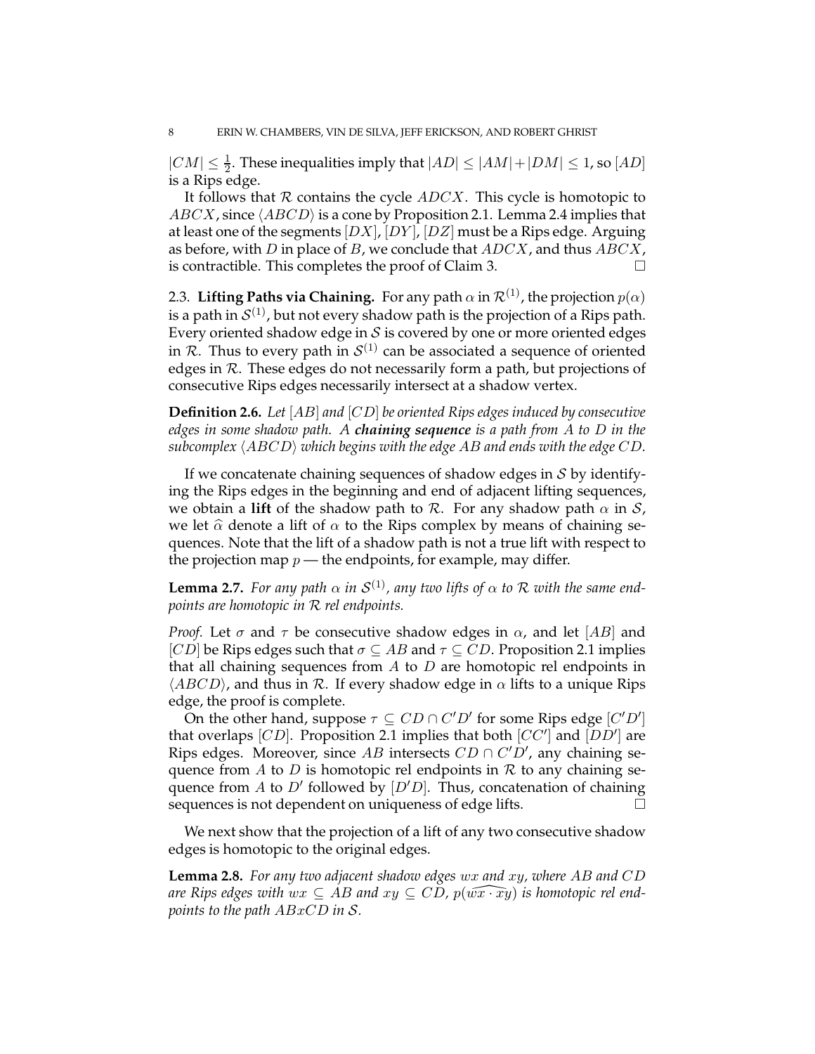$|CM| \leq \frac{1}{2}$. These inequalities imply that $|AD| \leq |AM| + |DM| \leq 1$, so $[AD]$ is a Rips edge.

It follows that $\mathcal{R}$ contains the cycle $ADCX$. This cycle is homotopic to $ABCX$, since $\langle ABCD \rangle$ is a cone by Proposition 2.1. Lemma 2.4 implies that at least one of the segments $[DX]$, $[DY]$, $[DZ]$ must be a Rips edge. Arguing as before, with $D$ in place of $B$, we conclude that $ADCX$, and thus $ABCX$, is contractible. This completes the proof of Claim 3. □

### 2.3. Lifting Paths via Chaining.

For any path $\alpha$ in $\mathcal{R}^{(1)}$, the projection $p(\alpha)$ is a path in $\mathcal{S}^{(1)}$, but not every shadow path is the projection of a Rips path. Every oriented shadow edge in $\mathcal{S}$ is covered by one or more oriented edges in $\mathcal{R}$. Thus to every path in $\mathcal{S}^{(1)}$ can be associated a sequence of oriented edges in $\mathcal{R}$. These edges do not necessarily form a path, but projections of consecutive Rips edges necessarily intersect at a shadow vertex.

**Definition 2.6.** *Let $[AB]$ and $[CD]$ be oriented Rips edges induced by consecutive edges in some shadow path. A* ***chaining sequence*** *is a path from $A$ to $D$ in the subcomplex $\langle ABCD \rangle$ which begins with the edge $AB$ and ends with the edge $CD$.*

If we concatenate chaining sequences of shadow edges in $\mathcal{S}$ by identifying the Rips edges in the beginning and end of adjacent lifting sequences, we obtain a **lift** of the shadow path to $\mathcal{R}$. For any shadow path $\alpha$ in $\mathcal{S}$, we let $\widehat{\alpha}$ denote a lift of $\alpha$ to the Rips complex by means of chaining sequences. Note that the lift of a shadow path is not a true lift with respect to the projection map $p$ — the endpoints, for example, may differ.

**Lemma 2.7.** *For any path $\alpha$ in $\mathcal{S}^{(1)}$, any two lifts of $\alpha$ to $\mathcal{R}$ with the same endpoints are homotopic in $\mathcal{R}$ rel endpoints.*

*Proof.* Let $\sigma$ and $\tau$ be consecutive shadow edges in $\alpha$, and let $[AB]$ and $[CD]$ be Rips edges such that $\sigma \subseteq AB$ and $\tau \subseteq CD$. Proposition 2.1 implies that all chaining sequences from $A$ to $D$ are homotopic rel endpoints in $\langle ABCD \rangle$, and thus in $\mathcal{R}$. If every shadow edge in $\alpha$ lifts to a unique Rips edge, the proof is complete.

On the other hand, suppose $\tau \subseteq CD \cap C'D'$ for some Rips edge $[C'D']$ that overlaps $[CD]$. Proposition 2.1 implies that both $[CC']$ and $[DD']$ are Rips edges. Moreover, since $AB$ intersects $CD \cap C'D'$, any chaining sequence from $A$ to $D$ is homotopic rel endpoints in $\mathcal{R}$ to any chaining sequence from $A$ to $D'$ followed by $[D'D]$. Thus, concatenation of chaining sequences is not dependent on uniqueness of edge lifts. □

We next show that the projection of a lift of any two consecutive shadow edges is homotopic to the original edges.

**Lemma 2.8.** *For any two adjacent shadow edges $wx$ and $xy$, where $AB$ and $CD$ are Rips edges with $wx \subseteq AB$ and $xy \subseteq CD$, $p(\widehat{wx \cdot xy})$ is homotopic rel endpoints to the path $ABxCD$ in $\mathcal{S}$.*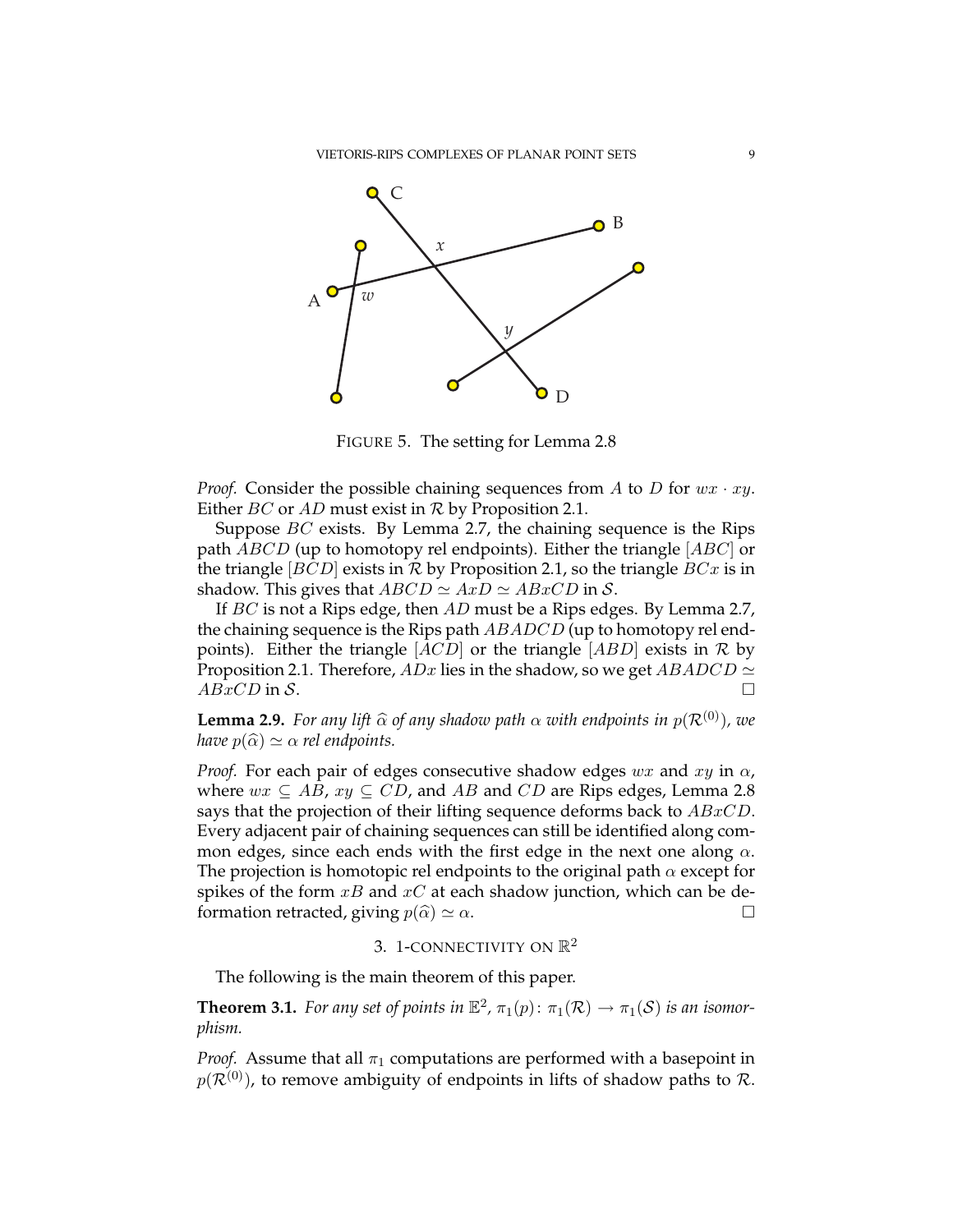FIGURE 5. The setting for Lemma 2.8

*Proof.* Consider the possible chaining sequences from $A$ to $D$ for $wx \cdot xy$. Either $BC$ or $AD$ must exist in $\mathcal{R}$ by Proposition 2.1.

Suppose $BC$ exists. By Lemma 2.7, the chaining sequence is the Rips path $ABCD$ (up to homotopy rel endpoints). Either the triangle $[ABC]$ or the triangle $[BCD]$ exists in $\mathcal{R}$ by Proposition 2.1, so the triangle $BCx$ is in shadow. This gives that $ABCD \simeq AxD \simeq ABxCD$ in $\mathcal{S}$.

If $BC$ is not a Rips edge, then $AD$ must be a Rips edges. By Lemma 2.7, the chaining sequence is the Rips path $ABADCD$ (up to homotopy rel endpoints). Either the triangle $[ACD]$ or the triangle $[ABD]$ exists in $\mathcal{R}$ by Proposition 2.1. Therefore, $ADx$ lies in the shadow, so we get $ABADCD \simeq ABxCD$ in $\mathcal{S}$. □

**Lemma 2.9.** *For any lift $\widehat{\alpha}$ of any shadow path $\alpha$ with endpoints in $p(\mathcal{R}^{(0)})$, we have $p(\widehat{\alpha}) \simeq \alpha$ rel endpoints.*

*Proof.* For each pair of edges consecutive shadow edges $wx$ and $xy$ in $\alpha$, where $wx \subseteq AB$, $xy \subseteq CD$, and $AB$ and $CD$ are Rips edges, Lemma 2.8 says that the projection of their lifting sequence deforms back to $ABxCD$. Every adjacent pair of chaining sequences can still be identified along common edges, since each ends with the first edge in the next one along $\alpha$. The projection is homotopic rel endpoints to the original path $\alpha$ except for spikes of the form $xB$ and $xC$ at each shadow junction, which can be deformation retracted, giving $p(\widehat{\alpha}) \simeq \alpha$. □

## 3. 1-CONNECTIVITY ON $\mathbb{R}^2$

The following is the main theorem of this paper.

**Theorem 3.1.** *For any set of points in $\mathbb{E}^2$, $\pi_1(p)\colon \pi_1(\mathcal{R}) \to \pi_1(\mathcal{S})$ is an isomorphism.*

*Proof.* Assume that all $\pi_1$ computations are performed with a basepoint in $p(\mathcal{R}^{(0)})$, to remove ambiguity of endpoints in lifts of shadow paths to $\mathcal{R}$.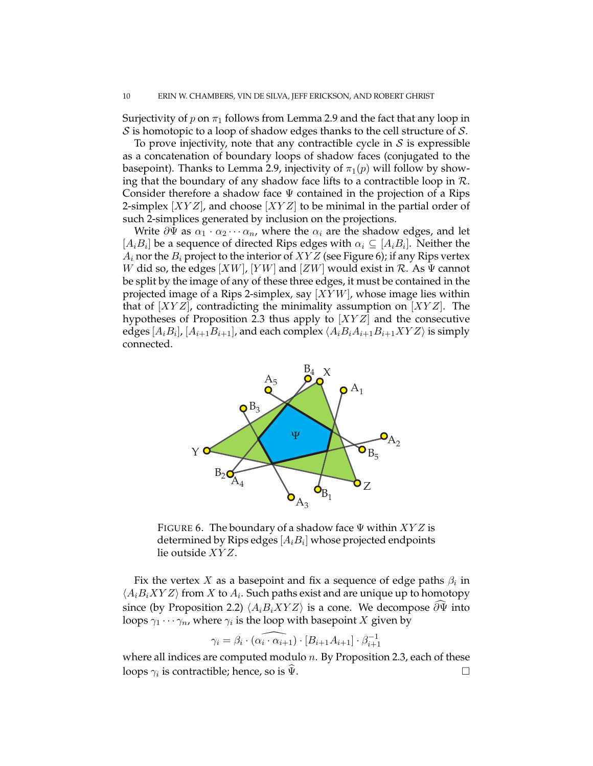Surjectivity of $p$ on $\pi_1$ follows from Lemma 2.9 and the fact that any loop in $\mathcal{S}$ is homotopic to a loop of shadow edges thanks to the cell structure of $\mathcal{S}$.

To prove injectivity, note that any contractible cycle in $\mathcal{S}$ is expressible as a concatenation of boundary loops of shadow faces (conjugated to the basepoint). Thanks to Lemma 2.9, injectivity of $\pi_1(p)$ will follow by showing that the boundary of any shadow face lifts to a contractible loop in $\mathcal{R}$. Consider therefore a shadow face $\Psi$ contained in the projection of a Rips 2-simplex $[XYZ]$, and choose $[XYZ]$ to be minimal in the partial order of such 2-simplices generated by inclusion on the projections.

Write $\partial\Psi$ as $\alpha_1 \cdot \alpha_2 \cdots \alpha_n$, where the $\alpha_i$ are the shadow edges, and let $[A_iB_i]$ be a sequence of directed Rips edges with $\alpha_i \subseteq [A_iB_i]$. Neither the $A_i$ nor the $B_i$ project to the interior of $XYZ$ (see Figure 6); if any Rips vertex $W$ did so, the edges $[XW]$, $[YW]$ and $[ZW]$ would exist in $\mathcal{R}$. As $\Psi$ cannot be split by the image of any of these three edges, it must be contained in the projected image of a Rips 2-simplex, say $[XYW]$, whose image lies within that of $[XYZ]$, contradicting the minimality assumption on $[XYZ]$. The hypotheses of Proposition 2.3 thus apply to $[XYZ]$ and the consecutive edges $[A_iB_i]$, $[A_{i+1}B_{i+1}]$, and each complex $\langle A_iB_iA_{i+1}B_{i+1}XYZ\rangle$ is simply connected.

FIGURE 6. The boundary of a shadow face $\Psi$ within $XYZ$ is determined by Rips edges $[A_iB_i]$ whose projected endpoints lie outside $XYZ$.

Fix the vertex $X$ as a basepoint and fix a sequence of edge paths $\beta_i$ in $\langle A_iB_iXYZ\rangle$ from $X$ to $A_i$. Such paths exist and are unique up to homotopy since (by Proposition 2.2) $\langle A_iB_iXYZ\rangle$ is a cone. We decompose $\widehat{\partial\Psi}$ into loops $\gamma_1 \cdots \gamma_n$, where $\gamma_i$ is the loop with basepoint $X$ given by

$$\gamma_i = \beta_i \cdot (\widehat{\alpha_i \cdot \alpha_{i+1}}) \cdot [B_{i+1}A_{i+1}] \cdot \beta_{i+1}^{-1}$$

where all indices are computed modulo $n$. By Proposition 2.3, each of these loops $\gamma_i$ is contractible; hence, so is $\widehat{\Psi}$. $\square$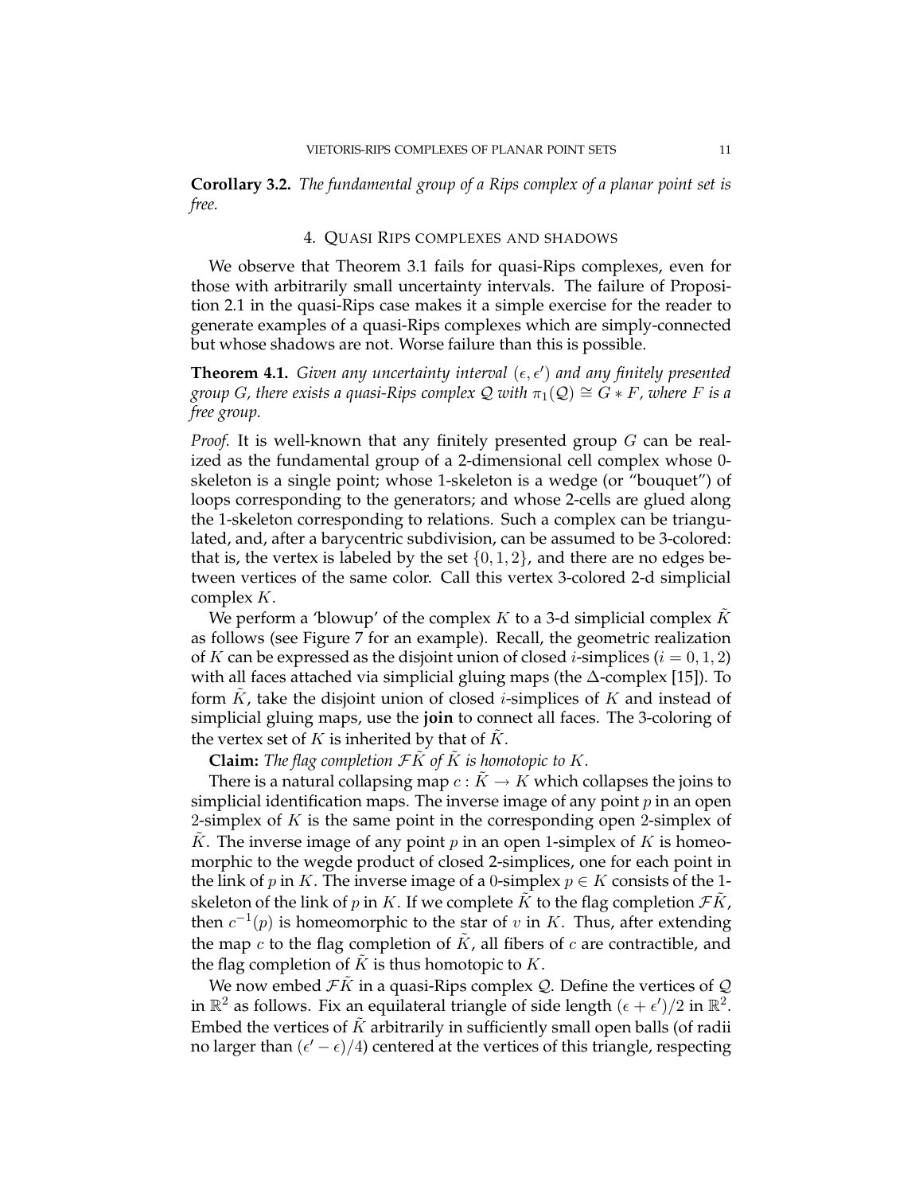**Corollary 3.2.** *The fundamental group of a Rips complex of a planar point set is free.*

## 4. Quasi Rips complexes and shadows

We observe that Theorem 3.1 fails for quasi-Rips complexes, even for those with arbitrarily small uncertainty intervals. The failure of Proposition 2.1 in the quasi-Rips case makes it a simple exercise for the reader to generate examples of a quasi-Rips complexes which are simply-connected but whose shadows are not. Worse failure than this is possible.

**Theorem 4.1.** *Given any uncertainty interval $(\epsilon, \epsilon')$ and any finitely presented group $G$, there exists a quasi-Rips complex $\mathcal{Q}$ with $\pi_1(\mathcal{Q}) \cong G * F$, where $F$ is a free group.*

*Proof.* It is well-known that any finitely presented group $G$ can be realized as the fundamental group of a 2-dimensional cell complex whose 0-skeleton is a single point; whose 1-skeleton is a wedge (or "bouquet") of loops corresponding to the generators; and whose 2-cells are glued along the 1-skeleton corresponding to relations. Such a complex can be triangulated, and, after a barycentric subdivision, can be assumed to be 3-colored: that is, the vertex is labeled by the set $\{0, 1, 2\}$, and there are no edges between vertices of the same color. Call this vertex 3-colored 2-d simplicial complex $K$.

We perform a 'blowup' of the complex $K$ to a 3-d simplicial complex $\tilde{K}$ as follows (see Figure 7 for an example). Recall, the geometric realization of $K$ can be expressed as the disjoint union of closed $i$-simplices ($i = 0, 1, 2$) with all faces attached via simplicial gluing maps (the $\Delta$-complex [15]). To form $\tilde{K}$, take the disjoint union of closed $i$-simplices of $K$ and instead of simplicial gluing maps, use the **join** to connect all faces. The 3-coloring of the vertex set of $K$ is inherited by that of $\tilde{K}$.

**Claim:** *The flag completion $\mathcal{F}\tilde{K}$ of $\tilde{K}$ is homotopic to $K$.*

There is a natural collapsing map $c : \tilde{K} \to K$ which collapses the joins to simplicial identification maps. The inverse image of any point $p$ in an open 2-simplex of $K$ is the same point in the corresponding open 2-simplex of $\tilde{K}$. The inverse image of any point $p$ in an open 1-simplex of $K$ is homeomorphic to the wegde product of closed 2-simplices, one for each point in the link of $p$ in $K$. The inverse image of a 0-simplex $p \in K$ consists of the 1-skeleton of the link of $p$ in $K$. If we complete $\tilde{K}$ to the flag completion $\mathcal{F}\tilde{K}$, then $c^{-1}(p)$ is homeomorphic to the star of $v$ in $K$. Thus, after extending the map $c$ to the flag completion of $\tilde{K}$, all fibers of $c$ are contractible, and the flag completion of $\tilde{K}$ is thus homotopic to $K$.

We now embed $\mathcal{F}\tilde{K}$ in a quasi-Rips complex $\mathcal{Q}$. Define the vertices of $\mathcal{Q}$ in $\mathbb{R}^2$ as follows. Fix an equilateral triangle of side length $(\epsilon + \epsilon')/2$ in $\mathbb{R}^2$. Embed the vertices of $\tilde{K}$ arbitrarily in sufficiently small open balls (of radii no larger than $(\epsilon' - \epsilon)/4$) centered at the vertices of this triangle, respecting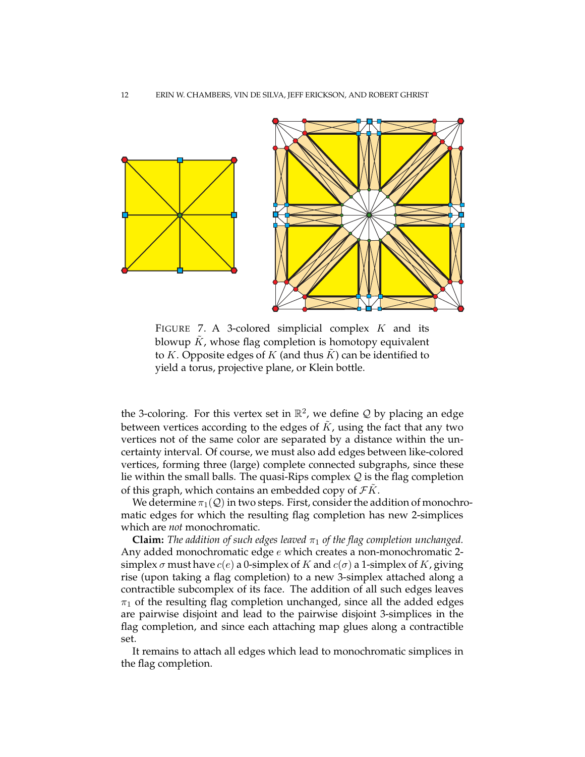FIGURE 7. A 3-colored simplicial complex $K$ and its blowup $\tilde{K}$, whose flag completion is homotopy equivalent to $K$. Opposite edges of $K$ (and thus $\tilde{K}$) can be identified to yield a torus, projective plane, or Klein bottle.

the 3-coloring. For this vertex set in $\mathbb{R}^2$, we define $\mathcal{Q}$ by placing an edge between vertices according to the edges of $\tilde{K}$, using the fact that any two vertices not of the same color are separated by a distance within the uncertainty interval. Of course, we must also add edges between like-colored vertices, forming three (large) complete connected subgraphs, since these lie within the small balls. The quasi-Rips complex $\mathcal{Q}$ is the flag completion of this graph, which contains an embedded copy of $\mathcal{F}\tilde{K}$.

We determine $\pi_1(\mathcal{Q})$ in two steps. First, consider the addition of monochromatic edges for which the resulting flag completion has new 2-simplices which are *not* monochromatic.

**Claim:** *The addition of such edges leaved $\pi_1$ of the flag completion unchanged.* Any added monochromatic edge $e$ which creates a non-monochromatic 2-simplex $\sigma$ must have $c(e)$ a 0-simplex of $K$ and $c(\sigma)$ a 1-simplex of $K$, giving rise (upon taking a flag completion) to a new 3-simplex attached along a contractible subcomplex of its face. The addition of all such edges leaves $\pi_1$ of the resulting flag completion unchanged, since all the added edges are pairwise disjoint and lead to the pairwise disjoint 3-simplices in the flag completion, and since each attaching map glues along a contractible set.

It remains to attach all edges which lead to monochromatic simplices in the flag completion.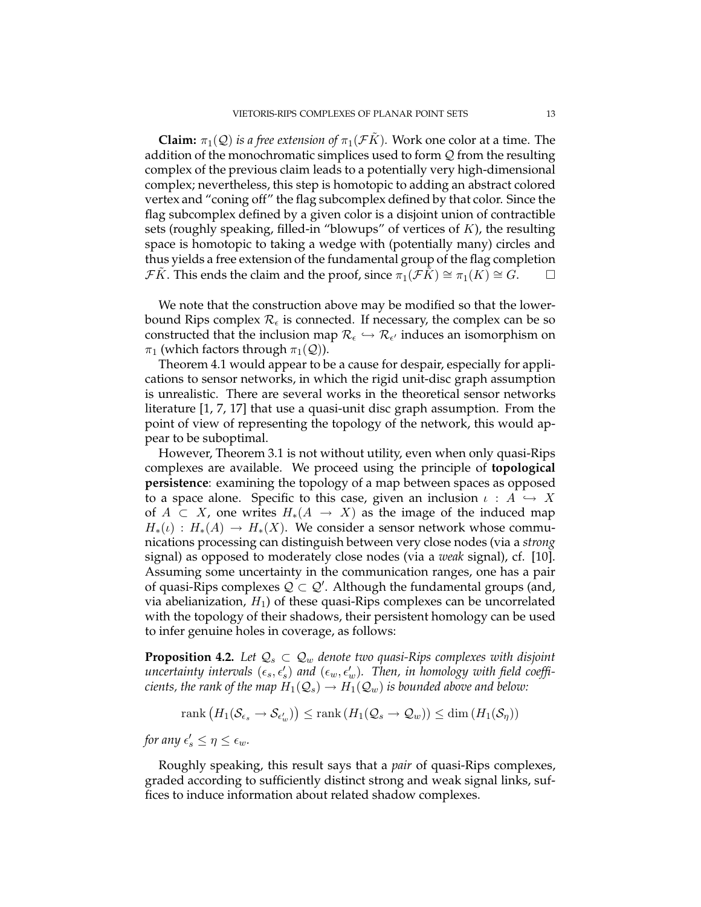**Claim:** *$\pi_1(\mathcal{Q})$ is a free extension of $\pi_1(\mathcal{F}\tilde{K})$.* Work one color at a time. The addition of the monochromatic simplices used to form $\mathcal{Q}$ from the resulting complex of the previous claim leads to a potentially very high-dimensional complex; nevertheless, this step is homotopic to adding an abstract colored vertex and "coning off" the flag subcomplex defined by that color. Since the flag subcomplex defined by a given color is a disjoint union of contractible sets (roughly speaking, filled-in "blowups" of vertices of $K$), the resulting space is homotopic to taking a wedge with (potentially many) circles and thus yields a free extension of the fundamental group of the flag completion $\mathcal{F}\tilde{K}$. This ends the claim and the proof, since $\pi_1(\mathcal{F}\tilde{K}) \cong \pi_1(K) \cong G$. $\square$

We note that the construction above may be modified so that the lower-bound Rips complex $\mathcal{R}_\epsilon$ is connected. If necessary, the complex can be so constructed that the inclusion map $\mathcal{R}_\epsilon \hookrightarrow \mathcal{R}_{\epsilon'}$ induces an isomorphism on $\pi_1$ (which factors through $\pi_1(\mathcal{Q})$).

Theorem 4.1 would appear to be a cause for despair, especially for applications to sensor networks, in which the rigid unit-disc graph assumption is unrealistic. There are several works in the theoretical sensor networks literature [1, 7, 17] that use a quasi-unit disc graph assumption. From the point of view of representing the topology of the network, this would appear to be suboptimal.

However, Theorem 3.1 is not without utility, even when only quasi-Rips complexes are available. We proceed using the principle of **topological persistence**: examining the topology of a map between spaces as opposed to a space alone. Specific to this case, given an inclusion $\iota : A \hookrightarrow X$ of $A \subset X$, one writes $H_*(A \to X)$ as the image of the induced map $H_*(\iota) : H_*(A) \to H_*(X)$. We consider a sensor network whose communications processing can distinguish between very close nodes (via a *strong* signal) as opposed to moderately close nodes (via a *weak* signal), cf. [10]. Assuming some uncertainty in the communication ranges, one has a pair of quasi-Rips complexes $\mathcal{Q} \subset \mathcal{Q}'$. Although the fundamental groups (and, via abelianization, $H_1$) of these quasi-Rips complexes can be uncorrelated with the topology of their shadows, their persistent homology can be used to infer genuine holes in coverage, as follows:

**Proposition 4.2.** *Let $\mathcal{Q}_s \subset \mathcal{Q}_w$ denote two quasi-Rips complexes with disjoint uncertainty intervals $(\epsilon_s, \epsilon_s')$ and $(\epsilon_w, \epsilon_w')$. Then, in homology with field coefficients, the rank of the map $H_1(\mathcal{Q}_s) \to H_1(\mathcal{Q}_w)$ is bounded above and below:*

$$\operatorname{rank}\left(H_1(\mathcal{S}_{\epsilon_s} \to \mathcal{S}_{\epsilon_w'})\right) \leq \operatorname{rank}\left(H_1(\mathcal{Q}_s \to \mathcal{Q}_w)\right) \leq \dim\left(H_1(\mathcal{S}_\eta)\right)$$

*for any $\epsilon_s' \leq \eta \leq \epsilon_w$.*

Roughly speaking, this result says that a *pair* of quasi-Rips complexes, graded according to sufficiently distinct strong and weak signal links, suffices to induce information about related shadow complexes.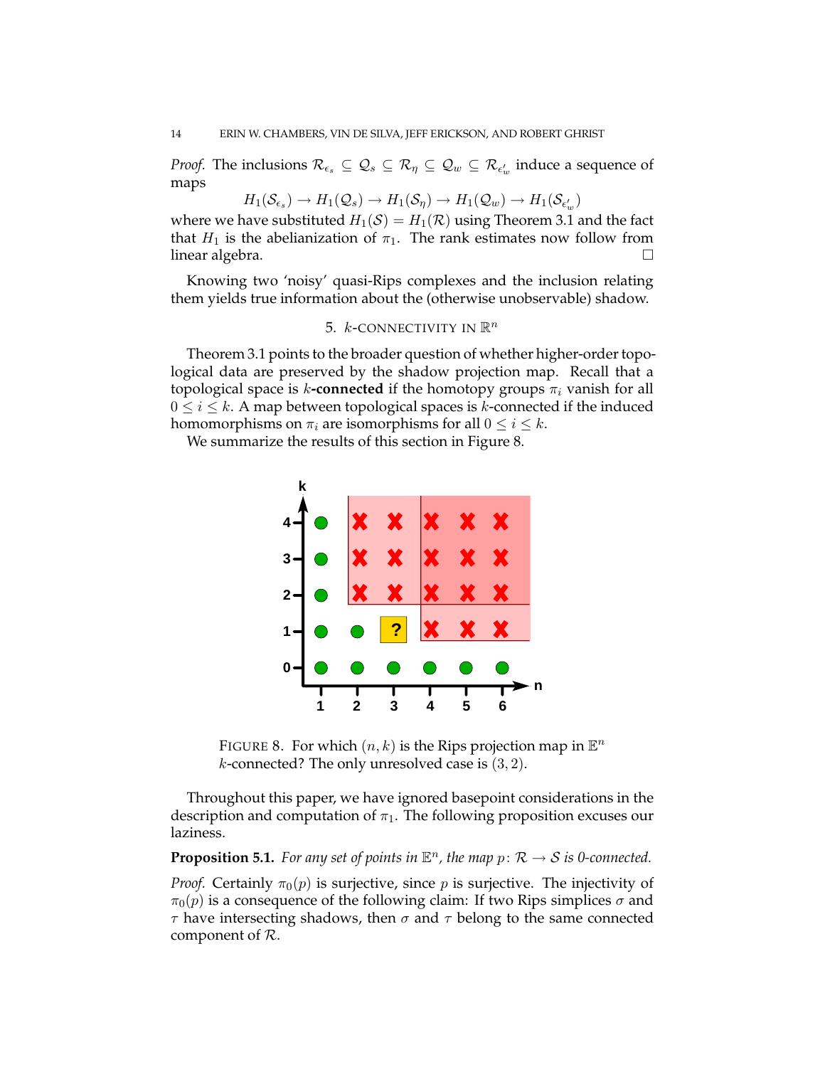*Proof.* The inclusions $\mathcal{R}_{\epsilon_s} \subseteq \mathcal{Q}_s \subseteq \mathcal{R}_\eta \subseteq \mathcal{Q}_w \subseteq \mathcal{R}_{\epsilon'_w}$ induce a sequence of maps

$$H_1(\mathcal{S}_{\epsilon_s}) \to H_1(\mathcal{Q}_s) \to H_1(\mathcal{S}_\eta) \to H_1(\mathcal{Q}_w) \to H_1(\mathcal{S}_{\epsilon'_w})$$

where we have substituted $H_1(\mathcal{S}) = H_1(\mathcal{R})$ using Theorem 3.1 and the fact that $H_1$ is the abelianization of $\pi_1$. The rank estimates now follow from linear algebra. □

Knowing two 'noisy' quasi-Rips complexes and the inclusion relating them yields true information about the (otherwise unobservable) shadow.

## 5. $k$-CONNECTIVITY IN $\mathbb{R}^n$

Theorem 3.1 points to the broader question of whether higher-order topological data are preserved by the shadow projection map. Recall that a topological space is $k$-**connected** if the homotopy groups $\pi_i$ vanish for all $0 \leq i \leq k$. A map between topological spaces is $k$-connected if the induced homomorphisms on $\pi_i$ are isomorphisms for all $0 \leq i \leq k$.

We summarize the results of this section in Figure 8.

FIGURE 8. For which $(n, k)$ is the Rips projection map in $\mathbb{E}^n$ $k$-connected? The only unresolved case is $(3, 2)$.

Throughout this paper, we have ignored basepoint considerations in the description and computation of $\pi_1$. The following proposition excuses our laziness.

**Proposition 5.1.** *For any set of points in $\mathbb{E}^n$, the map $p\colon \mathcal{R} \to \mathcal{S}$ is 0-connected.*

*Proof.* Certainly $\pi_0(p)$ is surjective, since $p$ is surjective. The injectivity of $\pi_0(p)$ is a consequence of the following claim: If two Rips simplices $\sigma$ and $\tau$ have intersecting shadows, then $\sigma$ and $\tau$ belong to the same connected component of $\mathcal{R}$.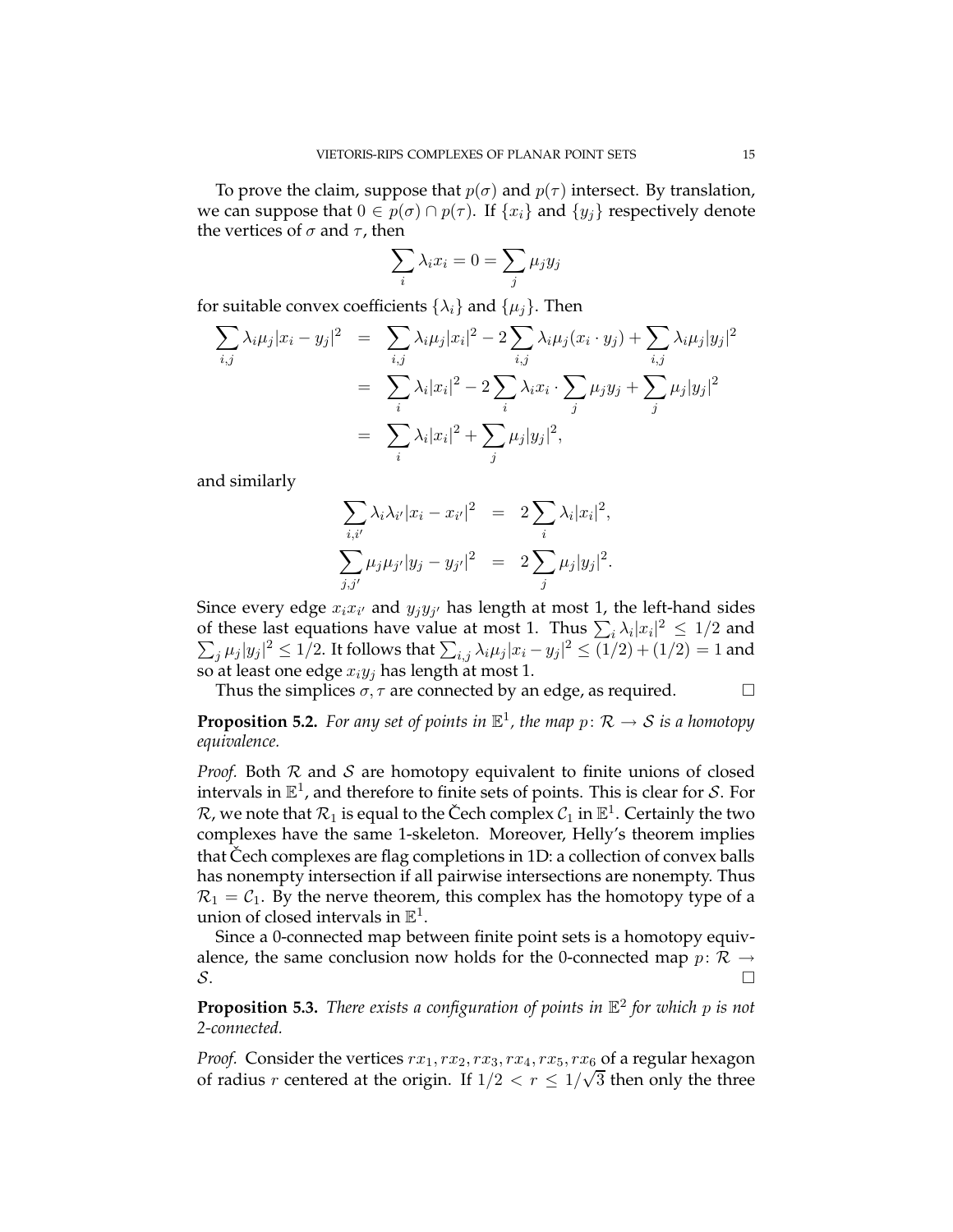To prove the claim, suppose that $p(\sigma)$ and $p(\tau)$ intersect. By translation, we can suppose that $0 \in p(\sigma) \cap p(\tau)$. If $\{x_i\}$ and $\{y_j\}$ respectively denote the vertices of $\sigma$ and $\tau$, then

$$\sum_i \lambda_i x_i = 0 = \sum_j \mu_j y_j$$

for suitable convex coefficients $\{\lambda_i\}$ and $\{\mu_j\}$. Then

$$\begin{aligned}
\sum_{i,j} \lambda_i \mu_j |x_i - y_j|^2 &= \sum_{i,j} \lambda_i \mu_j |x_i|^2 - 2 \sum_{i,j} \lambda_i \mu_j (x_i \cdot y_j) + \sum_{i,j} \lambda_i \mu_j |y_j|^2 \\
&= \sum_i \lambda_i |x_i|^2 - 2 \sum_i \lambda_i x_i \cdot \sum_j \mu_j y_j + \sum_j \mu_j |y_j|^2 \\
&= \sum_i \lambda_i |x_i|^2 + \sum_j \mu_j |y_j|^2,
\end{aligned}$$

and similarly

$$\begin{aligned}
\sum_{i,i'} \lambda_i \lambda_{i'} |x_i - x_{i'}|^2 &= 2 \sum_i \lambda_i |x_i|^2, \\
\sum_{j,j'} \mu_j \mu_{j'} |y_j - y_{j'}|^2 &= 2 \sum_j \mu_j |y_j|^2.
\end{aligned}$$

Since every edge $x_i x_{i'}$ and $y_j y_{j'}$ has length at most 1, the left-hand sides of these last equations have value at most 1. Thus $\sum_i \lambda_i |x_i|^2 \leq 1/2$ and $\sum_j \mu_j |y_j|^2 \leq 1/2$. It follows that $\sum_{i,j} \lambda_i \mu_j |x_i - y_j|^2 \leq (1/2) + (1/2) = 1$ and so at least one edge $x_i y_j$ has length at most 1.

Thus the simplices $\sigma, \tau$ are connected by an edge, as required. $\square$

**Proposition 5.2.** *For any set of points in $\mathbb{E}^1$, the map $p \colon \mathcal{R} \to \mathcal{S}$ is a homotopy equivalence.*

*Proof.* Both $\mathcal{R}$ and $\mathcal{S}$ are homotopy equivalent to finite unions of closed intervals in $\mathbb{E}^1$, and therefore to finite sets of points. This is clear for $\mathcal{S}$. For $\mathcal{R}$, we note that $\mathcal{R}_1$ is equal to the Čech complex $\mathcal{C}_1$ in $\mathbb{E}^1$. Certainly the two complexes have the same 1-skeleton. Moreover, Helly's theorem implies that Čech complexes are flag completions in 1D: a collection of convex balls has nonempty intersection if all pairwise intersections are nonempty. Thus $\mathcal{R}_1 = \mathcal{C}_1$. By the nerve theorem, this complex has the homotopy type of a union of closed intervals in $\mathbb{E}^1$.

Since a 0-connected map between finite point sets is a homotopy equivalence, the same conclusion now holds for the 0-connected map $p \colon \mathcal{R} \to \mathcal{S}$. $\square$

**Proposition 5.3.** *There exists a configuration of points in $\mathbb{E}^2$ for which $p$ is not 2-connected.*

*Proof.* Consider the vertices $rx_1, rx_2, rx_3, rx_4, rx_5, rx_6$ of a regular hexagon of radius $r$ centered at the origin. If $1/2 < r \leq 1/\sqrt{3}$ then only the three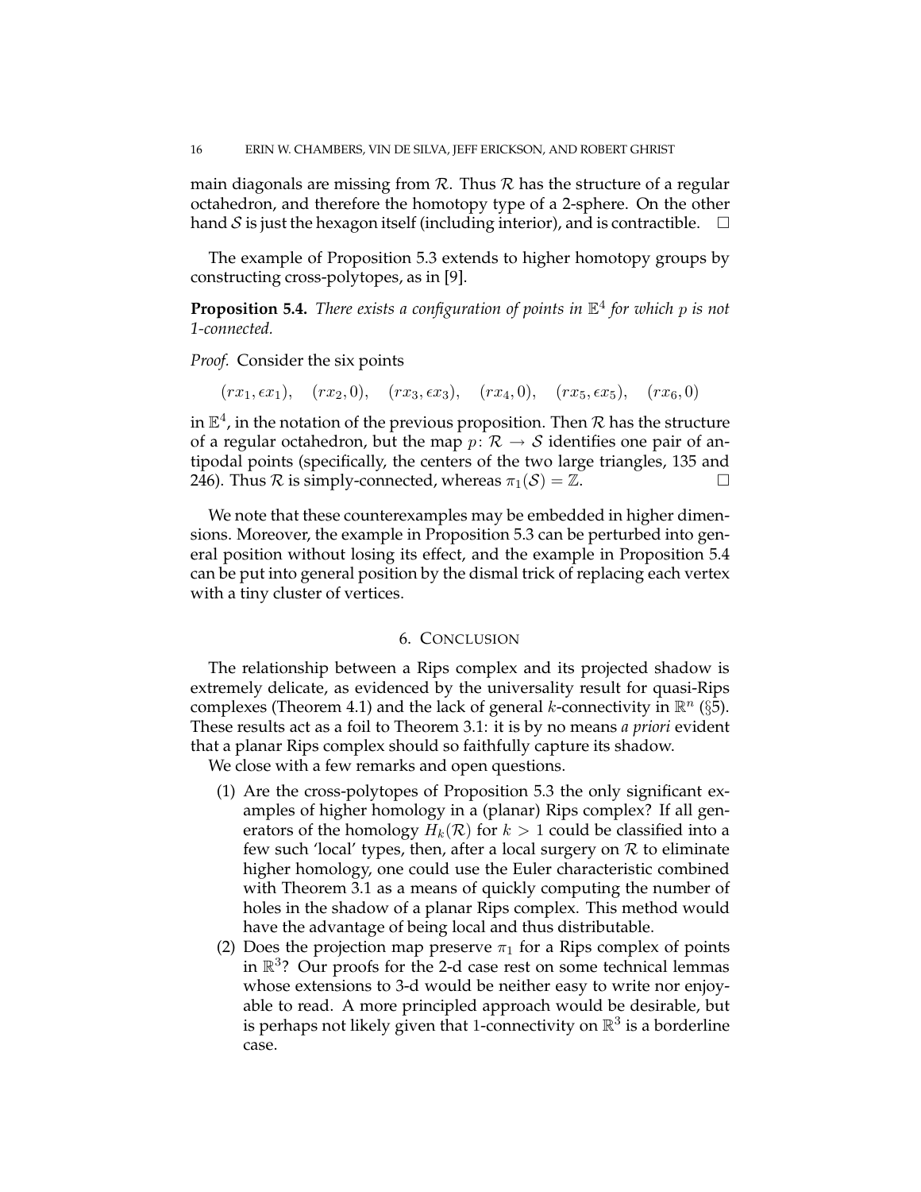main diagonals are missing from $\mathcal{R}$. Thus $\mathcal{R}$ has the structure of a regular octahedron, and therefore the homotopy type of a 2-sphere. On the other hand $\mathcal{S}$ is just the hexagon itself (including interior), and is contractible. $\square$

The example of Proposition 5.3 extends to higher homotopy groups by constructing cross-polytopes, as in [9].

**Proposition 5.4.** *There exists a configuration of points in $\mathbb{E}^4$ for which $p$ is not 1-connected.*

*Proof.* Consider the six points

$$(rx_1, \epsilon x_1), \quad (rx_2, 0), \quad (rx_3, \epsilon x_3), \quad (rx_4, 0), \quad (rx_5, \epsilon x_5), \quad (rx_6, 0)$$

in $\mathbb{E}^4$, in the notation of the previous proposition. Then $\mathcal{R}$ has the structure of a regular octahedron, but the map $p \colon \mathcal{R} \to \mathcal{S}$ identifies one pair of antipodal points (specifically, the centers of the two large triangles, 135 and 246). Thus $\mathcal{R}$ is simply-connected, whereas $\pi_1(\mathcal{S}) = \mathbb{Z}$. $\square$

We note that these counterexamples may be embedded in higher dimensions. Moreover, the example in Proposition 5.3 can be perturbed into general position without losing its effect, and the example in Proposition 5.4 can be put into general position by the dismal trick of replacing each vertex with a tiny cluster of vertices.

## 6. Conclusion

The relationship between a Rips complex and its projected shadow is extremely delicate, as evidenced by the universality result for quasi-Rips complexes (Theorem 4.1) and the lack of general $k$-connectivity in $\mathbb{R}^n$ (§5). These results act as a foil to Theorem 3.1: it is by no means *a priori* evident that a planar Rips complex should so faithfully capture its shadow.

We close with a few remarks and open questions.

1. Are the cross-polytopes of Proposition 5.3 the only significant examples of higher homology in a (planar) Rips complex? If all generators of the homology $H_k(\mathcal{R})$ for $k > 1$ could be classified into a few such 'local' types, then, after a local surgery on $\mathcal{R}$ to eliminate higher homology, one could use the Euler characteristic combined with Theorem 3.1 as a means of quickly computing the number of holes in the shadow of a planar Rips complex. This method would have the advantage of being local and thus distributable.
2. Does the projection map preserve $\pi_1$ for a Rips complex of points in $\mathbb{R}^3$? Our proofs for the 2-d case rest on some technical lemmas whose extensions to 3-d would be neither easy to write nor enjoyable to read. A more principled approach would be desirable, but is perhaps not likely given that 1-connectivity on $\mathbb{R}^3$ is a borderline case.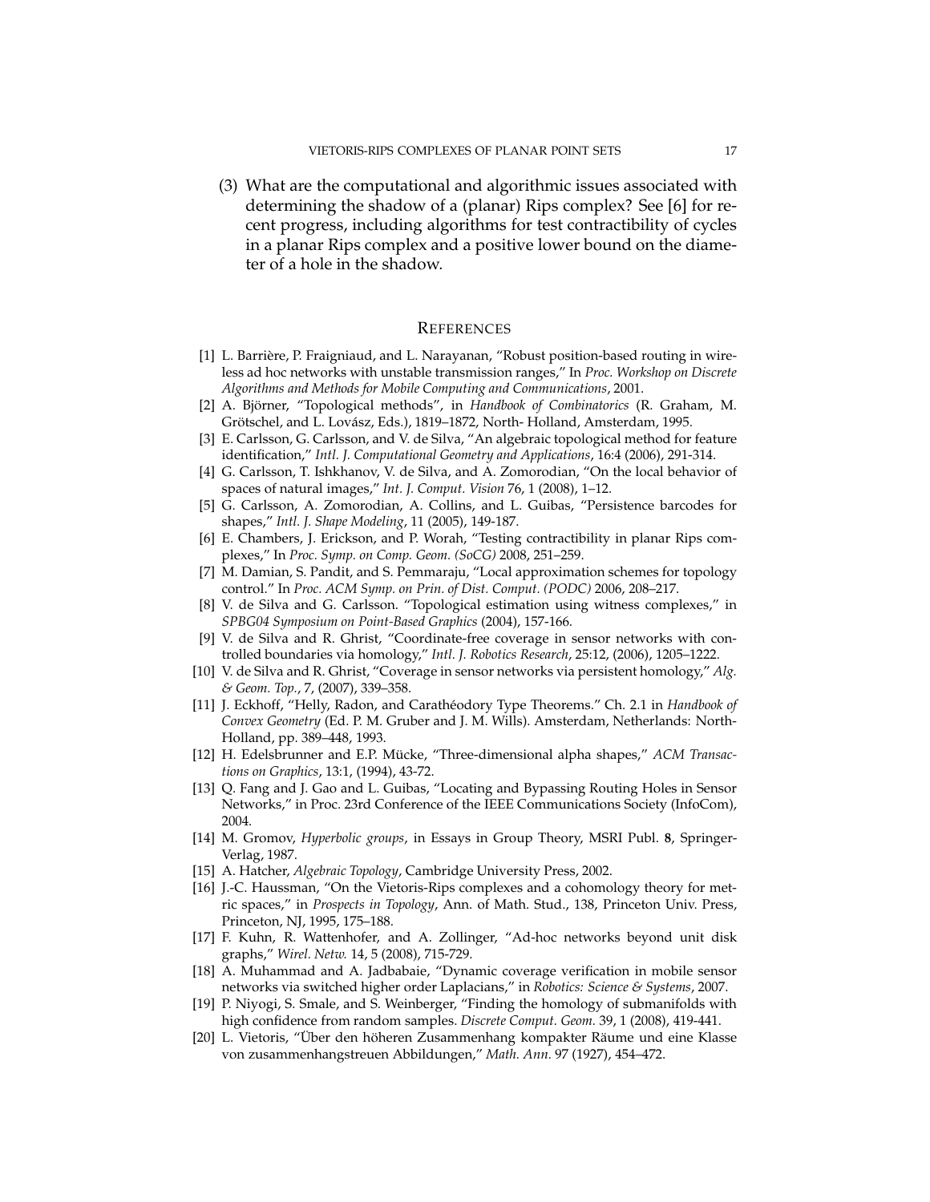(3) What are the computational and algorithmic issues associated with determining the shadow of a (planar) Rips complex? See [6] for recent progress, including algorithms for test contractibility of cycles in a planar Rips complex and a positive lower bound on the diameter of a hole in the shadow.

## References

[1] L. Barrière, P. Fraigniaud, and L. Narayanan, "Robust position-based routing in wireless ad hoc networks with unstable transmission ranges," In *Proc. Workshop on Discrete Algorithms and Methods for Mobile Computing and Communications*, 2001.

[2] A. Björner, "Topological methods", in *Handbook of Combinatorics* (R. Graham, M. Grötschel, and L. Lovász, Eds.), 1819–1872, North- Holland, Amsterdam, 1995.

[3] E. Carlsson, G. Carlsson, and V. de Silva, "An algebraic topological method for feature identification," *Intl. J. Computational Geometry and Applications*, 16:4 (2006), 291-314.

[4] G. Carlsson, T. Ishkhanov, V. de Silva, and A. Zomorodian, "On the local behavior of spaces of natural images," *Int. J. Comput. Vision* 76, 1 (2008), 1–12.

[5] G. Carlsson, A. Zomorodian, A. Collins, and L. Guibas, "Persistence barcodes for shapes," *Intl. J. Shape Modeling*, 11 (2005), 149-187.

[6] E. Chambers, J. Erickson, and P. Worah, "Testing contractibility in planar Rips complexes," In *Proc. Symp. on Comp. Geom. (SoCG)* 2008, 251–259.

[7] M. Damian, S. Pandit, and S. Pemmaraju, "Local approximation schemes for topology control." In *Proc. ACM Symp. on Prin. of Dist. Comput. (PODC)* 2006, 208–217.

[8] V. de Silva and G. Carlsson. "Topological estimation using witness complexes," in *SPBG04 Symposium on Point-Based Graphics* (2004), 157-166.

[9] V. de Silva and R. Ghrist, "Coordinate-free coverage in sensor networks with controlled boundaries via homology," *Intl. J. Robotics Research*, 25:12, (2006), 1205–1222.

[10] V. de Silva and R. Ghrist, "Coverage in sensor networks via persistent homology," *Alg. & Geom. Top.*, 7, (2007), 339–358.

[11] J. Eckhoff, "Helly, Radon, and Carathéodory Type Theorems." Ch. 2.1 in *Handbook of Convex Geometry* (Ed. P. M. Gruber and J. M. Wills). Amsterdam, Netherlands: North-Holland, pp. 389–448, 1993.

[12] H. Edelsbrunner and E.P. Mücke, "Three-dimensional alpha shapes," *ACM Transactions on Graphics*, 13:1, (1994), 43-72.

[13] Q. Fang and J. Gao and L. Guibas, "Locating and Bypassing Routing Holes in Sensor Networks," in Proc. 23rd Conference of the IEEE Communications Society (InfoCom), 2004.

[14] M. Gromov, *Hyperbolic groups*, in Essays in Group Theory, MSRI Publ. **8**, Springer-Verlag, 1987.

[15] A. Hatcher, *Algebraic Topology*, Cambridge University Press, 2002.

[16] J.-C. Haussman, "On the Vietoris-Rips complexes and a cohomology theory for metric spaces," in *Prospects in Topology*, Ann. of Math. Stud., 138, Princeton Univ. Press, Princeton, NJ, 1995, 175–188.

[17] F. Kuhn, R. Wattenhofer, and A. Zollinger, "Ad-hoc networks beyond unit disk graphs," *Wirel. Netw.* 14, 5 (2008), 715-729.

[18] A. Muhammad and A. Jadbabaie, "Dynamic coverage verification in mobile sensor networks via switched higher order Laplacians," in *Robotics: Science & Systems*, 2007.

[19] P. Niyogi, S. Smale, and S. Weinberger, "Finding the homology of submanifolds with high confidence from random samples. *Discrete Comput. Geom.* 39, 1 (2008), 419-441.

[20] L. Vietoris, "Über den höheren Zusammenhang kompakter Räume und eine Klasse von zusammenhangstreuen Abbildungen," *Math. Ann.* 97 (1927), 454–472.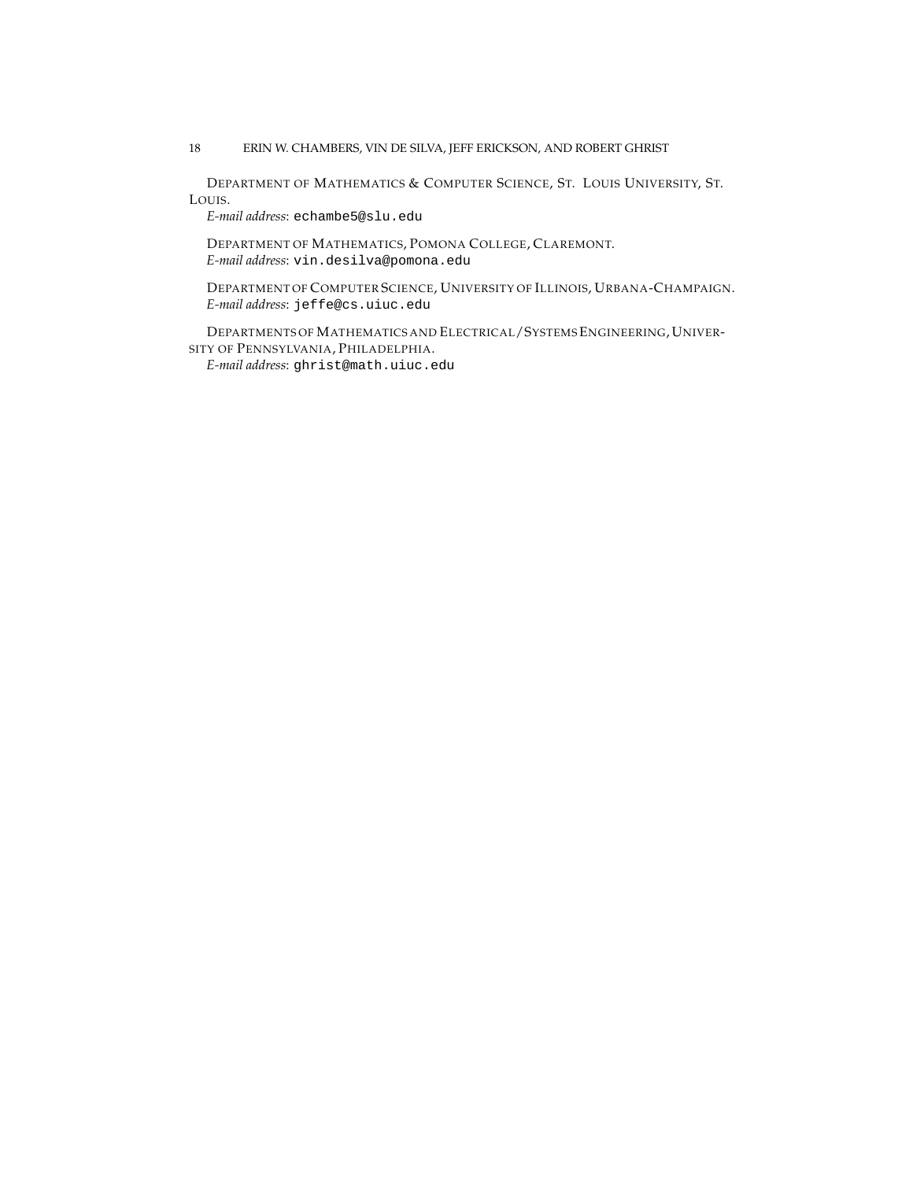Department of Mathematics & Computer Science, St. Louis University, St. Louis.

*E-mail address*: echambe5@slu.edu

Department of Mathematics, Pomona College, Claremont.

*E-mail address*: vin.desilva@pomona.edu

Department of Computer Science, University of Illinois, Urbana-Champaign.

*E-mail address*: jeffe@cs.uiuc.edu

Departments of Mathematics and Electrical/Systems Engineering, University of Pennsylvania, Philadelphia.

*E-mail address*: ghrist@math.uiuc.edu